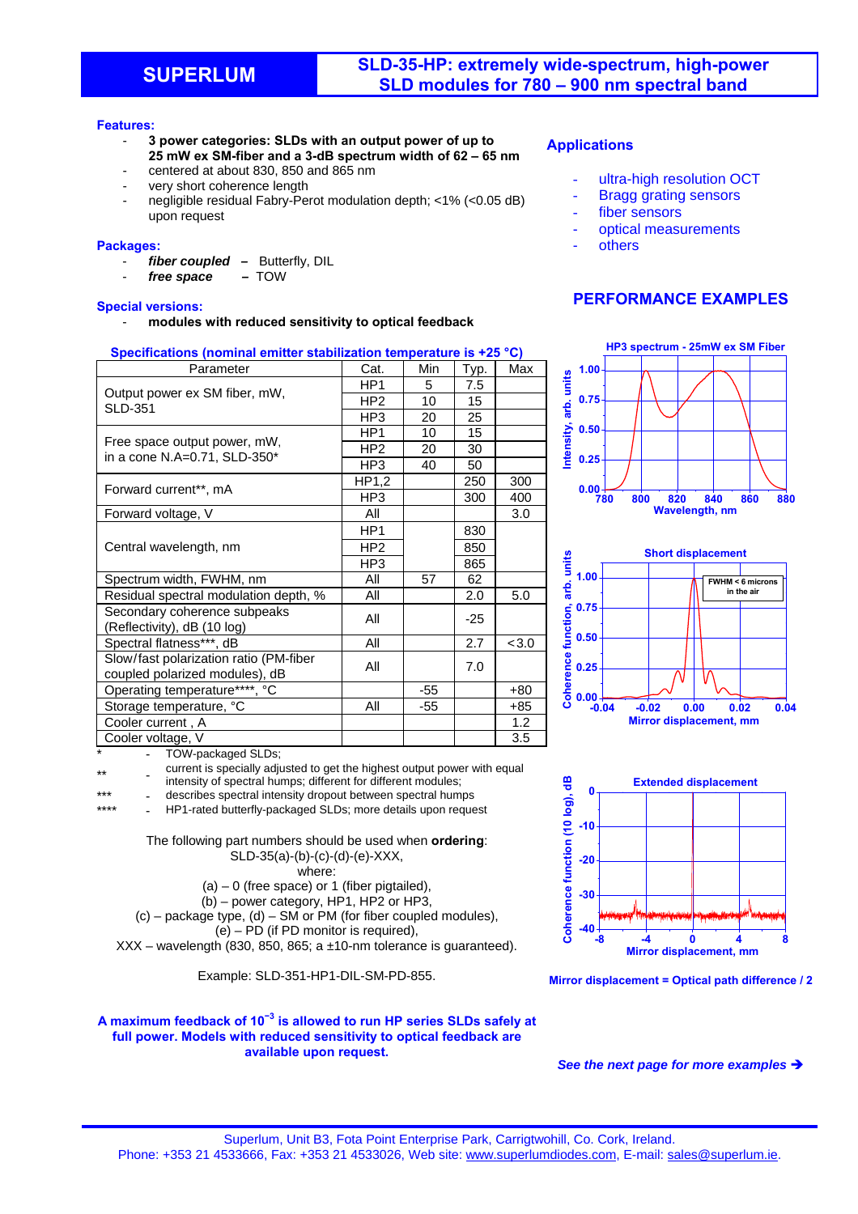# SUPERLUM

# SLD-35-HP: extremely wide-spectrum, high-power SLD modules for 780 – 900 nm spectral band

**Features:**

- **3 power categories: SLDs with an output power of up to 25 mW ex SM-fiber and a 3-dB spectrum width of 62 – 65 nm**
- centered at about 830, 850 and 865 nm
- very short coherence length
- negligible residual Fabry-Perot modulation depth; <1% (<0.05 dB) upon request

**Packages:**

- ***fiber coupled*** **–** Butterfly, DIL
- ***free space*** **–** TOW

**Special versions:**

- **modules with reduced sensitivity to optical feedback**

**Specifications (nominal emitter stabilization temperature is +25 °C)**

| Parameter | Cat. | Min | Typ. | Max |
|---|---|---|---|---|
| Output power ex SM fiber, mW, SLD-351 | HP1 | 5 | 7.5 | |
| | HP2 | 10 | 15 | |
| | HP3 | 20 | 25 | |
| Free space output power, mW, in a cone N.A=0.71, SLD-350* | HP1 | 10 | 15 | |
| | HP2 | 20 | 30 | |
| | HP3 | 40 | 50 | |
| Forward current**, mA | HP1,2 | | 250 | 300 |
| | HP3 | | 300 | 400 |
| Forward voltage, V | All | | | 3.0 |
| Central wavelength, nm | HP1 | | 830 | |
| | HP2 | | 850 | |
| | HP3 | | 865 | |
| Spectrum width, FWHM, nm | All | 57 | 62 | |
| Residual spectral modulation depth, % | All | | 2.0 | 5.0 |
| Secondary coherence subpeaks (Reflectivity), dB (10 log) | All | | -25 | |
| Spectral flatness***, dB | All | | 2.7 | <3.0 |
| Slow/fast polarization ratio (PM-fiber coupled polarized modules), dB | All | | 7.0 | |
| Operating temperature****, °C | | -55 | | +80 |
| Storage temperature, °C | All | -55 | | +85 |
| Cooler current , A | | | | 1.2 |
| Cooler voltage, V | | | | 3.5 |

\* - TOW-packaged SLDs;
\** - current is specially adjusted to get the highest output power with equal intensity of spectral humps; different for different modules;
\*** - describes spectral intensity dropout between spectral humps
\**** - HP1-rated butterfly-packaged SLDs; more details upon request

The following part numbers should be used when **ordering**:
SLD-35(a)-(b)-(c)-(d)-(e)-XXX,
where:
(a) – 0 (free space) or 1 (fiber pigtailed),
(b) – power category, HP1, HP2 or HP3,
(c) – package type, (d) – SM or PM (for fiber coupled modules),
(e) – PD (if PD monitor is required),
XXX – wavelength (830, 850, 865; a ±10-nm tolerance is guaranteed).

Example: SLD-351-HP1-DIL-SM-PD-855.

**A maximum feedback of $10^{-3}$ is allowed to run HP series SLDs safely at full power. Models with reduced sensitivity to optical feedback are available upon request.**

## Applications

- ultra-high resolution OCT
- Bragg grating sensors
- fiber sensors
- optical measurements
- others

## PERFORMANCE EXAMPLES

HP3 spectrum - 25mW ex SM Fiber

Short displacement (FWHM < 6 microns in the air)

Extended displacement

Mirror displacement = Optical path difference / 2

*See the next page for more examples* ➔

Superlum, Unit B3, Fota Point Enterprise Park, Carrigtwohill, Co. Cork, Ireland.
Phone: +353 21 4533666, Fax: +353 21 4533026, Web site: www.superlumdiodes.com, E-mail: sales@superlum.ie.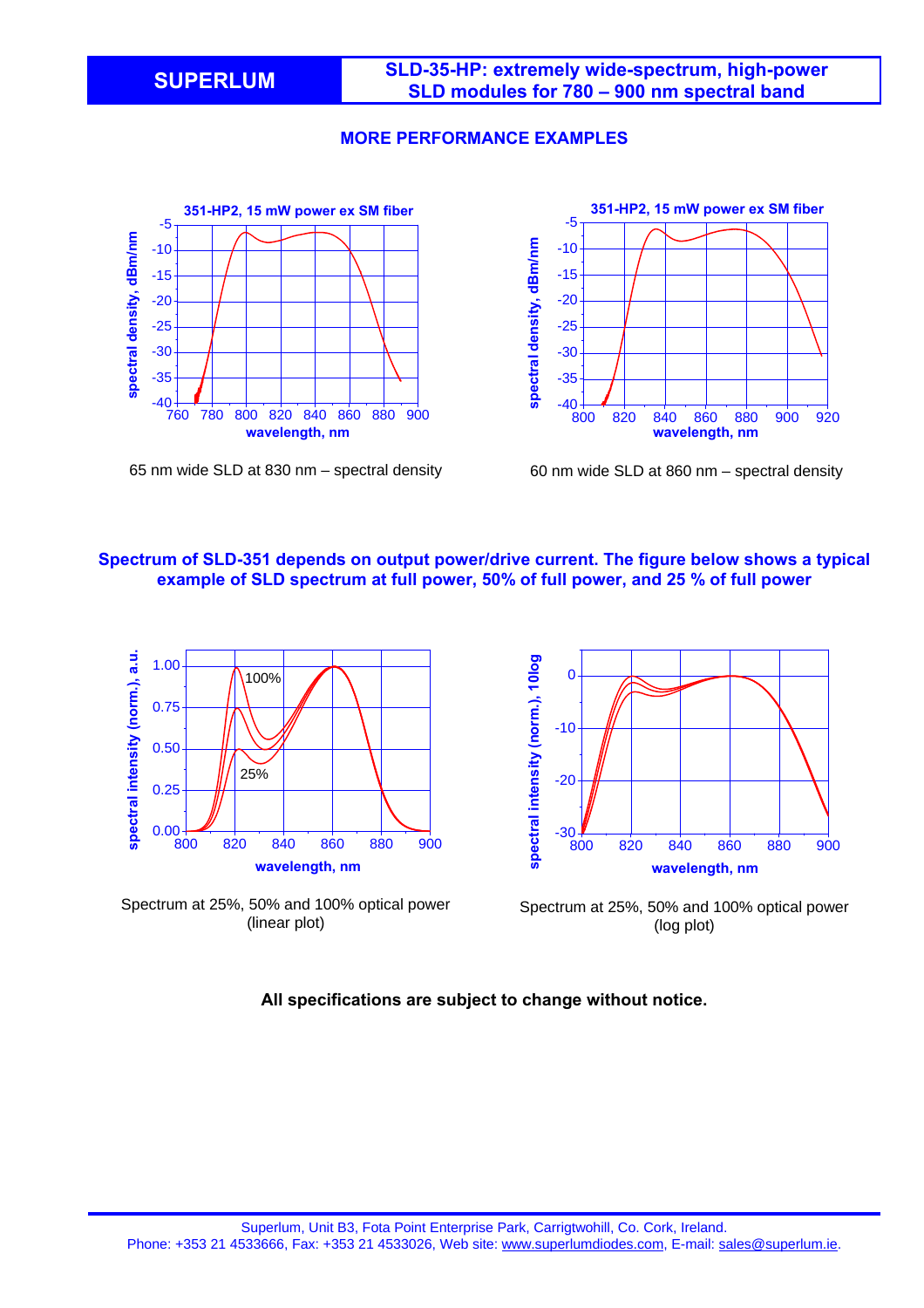SUPERLUM

**SLD-35-HP: extremely wide-spectrum, high-power SLD modules for 780 – 900 nm spectral band**

## MORE PERFORMANCE EXAMPLES

351-HP2, 15 mW power ex SM fiber

spectral density, dBm/nm

-5
-10
-15
-20
-25
-30
-35
-40

760 780 800 820 840 860 880 900

wavelength, nm

65 nm wide SLD at 830 nm – spectral density

351-HP2, 15 mW power ex SM fiber

spectral density, dBm/nm

-5
-10
-15
-20
-25
-30
-35
-40

800 820 840 860 880 900 920

wavelength, nm

60 nm wide SLD at 860 nm – spectral density

### Spectrum of SLD-351 depends on output power/drive current. The figure below shows a typical example of SLD spectrum at full power, 50% of full power, and 25 % of full power

spectral intensity (norm.), a.u.

1.00
0.75
0.50
0.25
0.00

100%

25%

800 820 840 860 880 900

wavelength, nm

Spectrum at 25%, 50% and 100% optical power (linear plot)

spectral intensity (norm.), 10log

0
-10
-20
-30

800 820 840 860 880 900

wavelength, nm

Spectrum at 25%, 50% and 100% optical power (log plot)

**All specifications are subject to change without notice.**

Superlum, Unit B3, Fota Point Enterprise Park, Carrigtwohill, Co. Cork, Ireland.
Phone: +353 21 4533666, Fax: +353 21 4533026, Web site: www.superlumdiodes.com, E-mail: sales@superlum.ie.